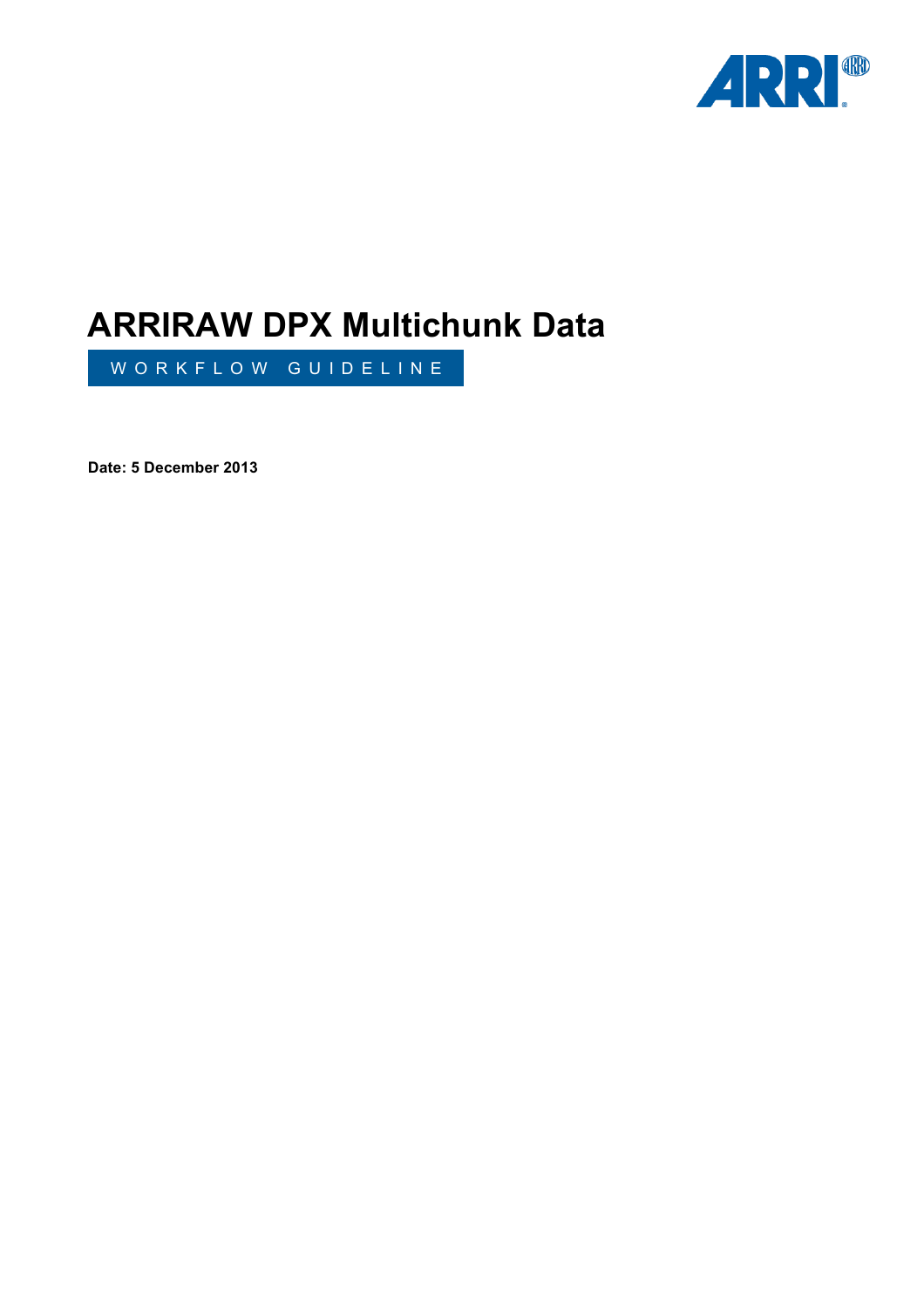# ARRIRAW DPX Multichunk Data

WORKFLOW GUIDELINE

**Date: 5 December 2013**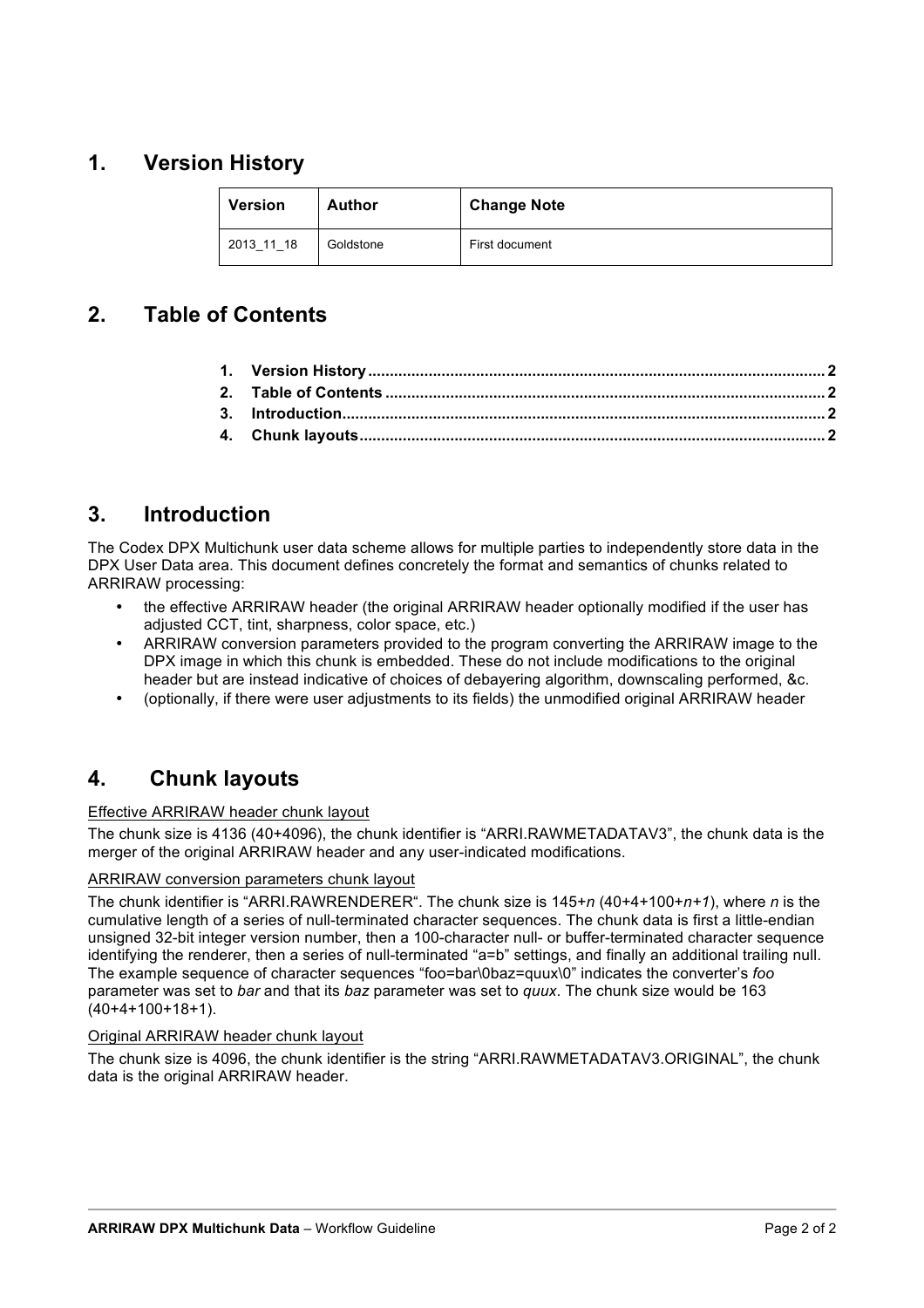# 1. Version History

| Version | Author | Change Note |
| --- | --- | --- |
| 2013_11_18 | Goldstone | First document |

# 2. Table of Contents

1. Version History ........ 2
2. Table of Contents ........ 2
3. Introduction ........ 2
4. Chunk layouts ........ 2

# 3. Introduction

The Codex DPX Multichunk user data scheme allows for multiple parties to independently store data in the DPX User Data area. This document defines concretely the format and semantics of chunks related to ARRIRAW processing:

- the effective ARRIRAW header (the original ARRIRAW header optionally modified if the user has adjusted CCT, tint, sharpness, color space, etc.)
- ARRIRAW conversion parameters provided to the program converting the ARRIRAW image to the DPX image in which this chunk is embedded. These do not include modifications to the original header but are instead indicative of choices of debayering algorithm, downscaling performed, &c.
- (optionally, if there were user adjustments to its fields) the unmodified original ARRIRAW header

# 4. Chunk layouts

Effective ARRIRAW header chunk layout

The chunk size is 4136 (40+4096), the chunk identifier is "ARRI.RAWMETADATAV3", the chunk data is the merger of the original ARRIRAW header and any user-indicated modifications.

ARRIRAW conversion parameters chunk layout

The chunk identifier is "ARRI.RAWRENDERER". The chunk size is 145+*n* (40+4+100+*n+1*), where *n* is the cumulative length of a series of null-terminated character sequences. The chunk data is first a little-endian unsigned 32-bit integer version number, then a 100-character null- or buffer-terminated character sequence identifying the renderer, then a series of null-terminated "a=b" settings, and finally an additional trailing null. The example sequence of character sequences "foo=bar\0baz=quux\0" indicates the converter's *foo* parameter was set to *bar* and that its *baz* parameter was set to *quux*. The chunk size would be 163 (40+4+100+18+1).

Original ARRIRAW header chunk layout

The chunk size is 4096, the chunk identifier is the string "ARRI.RAWMETADATAV3.ORIGINAL", the chunk data is the original ARRIRAW header.